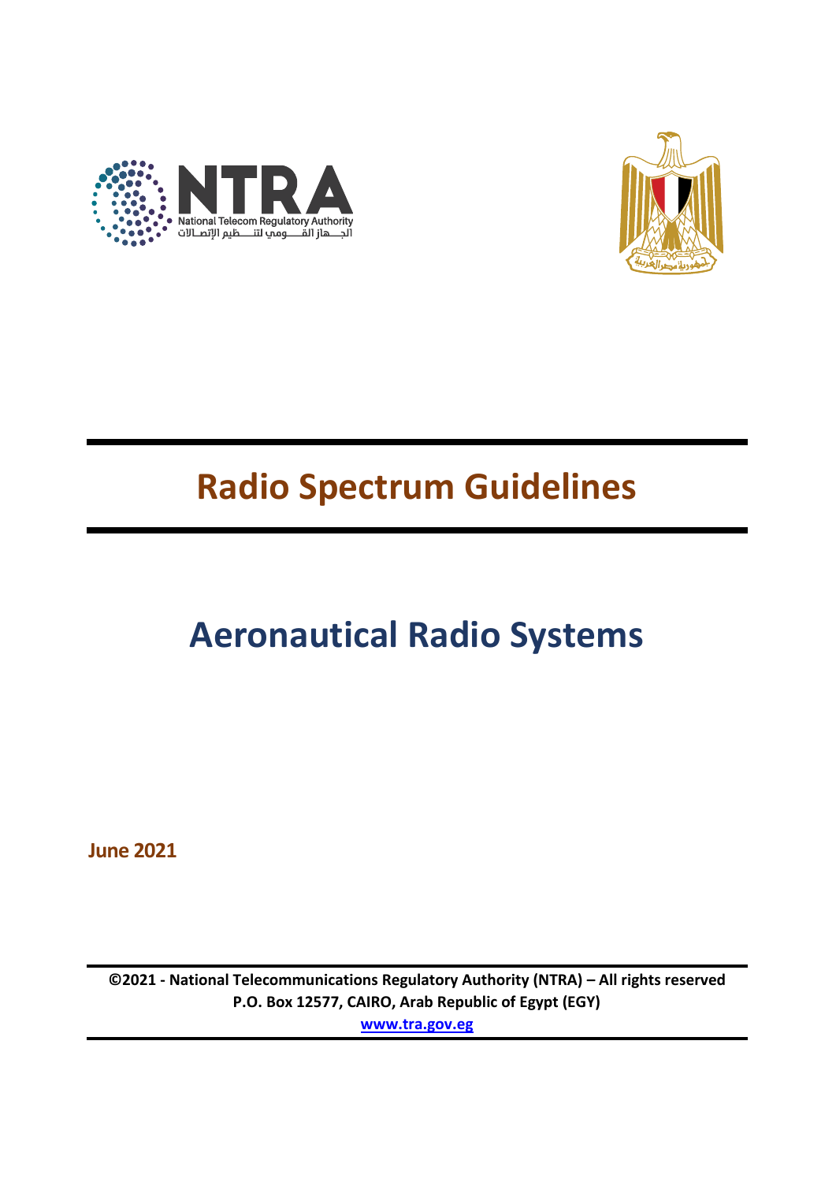# Radio Spectrum Guidelines

# Aeronautical Radio Systems

**June 2021**

**©2021 - National Telecommunications Regulatory Authority (NTRA) – All rights reserved**
**P.O. Box 12577, CAIRO, Arab Republic of Egypt (EGY)**
**www.tra.gov.eg**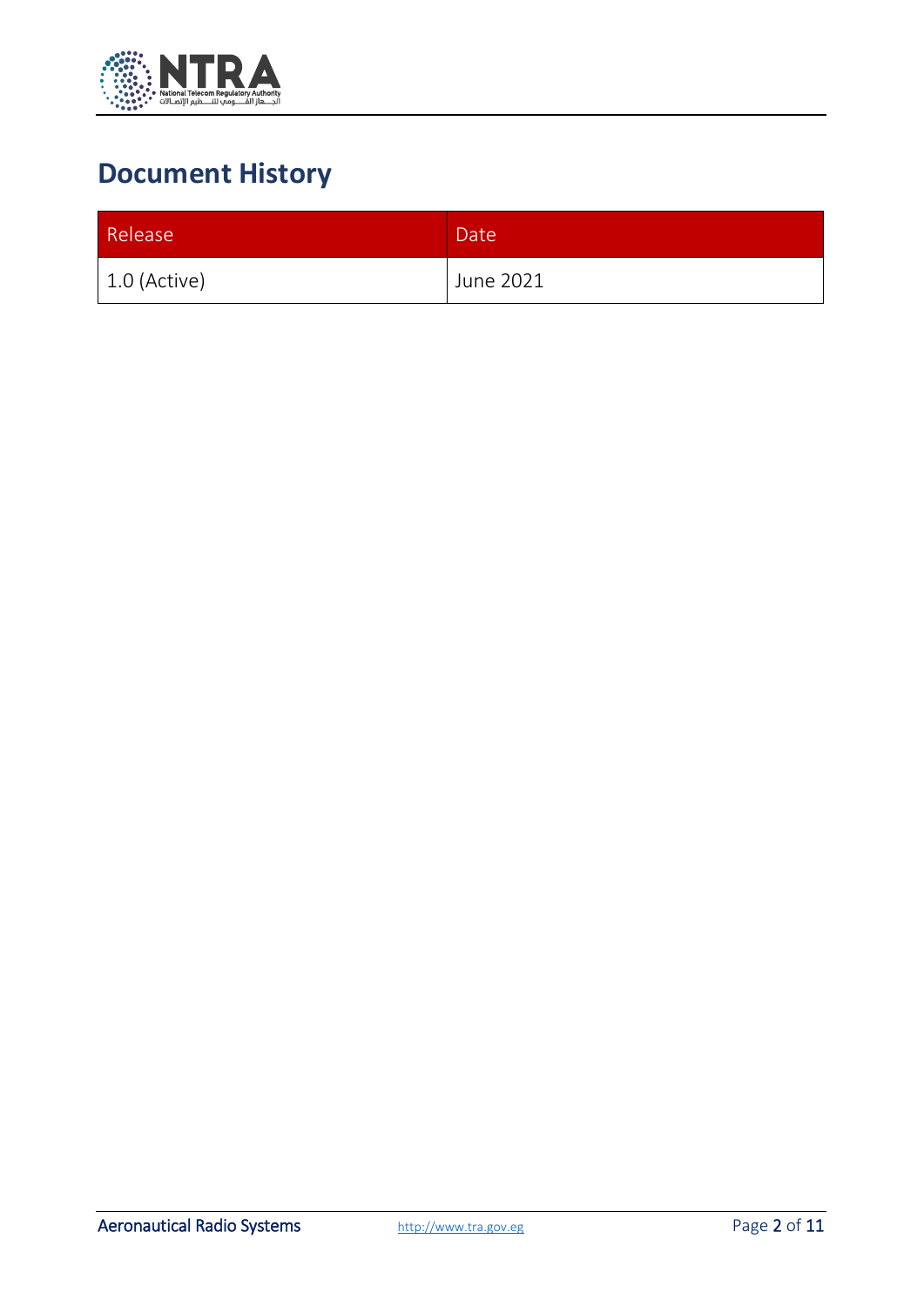# Document History

| Release | Date |
| --- | --- |
| 1.0 (Active) | June 2021 |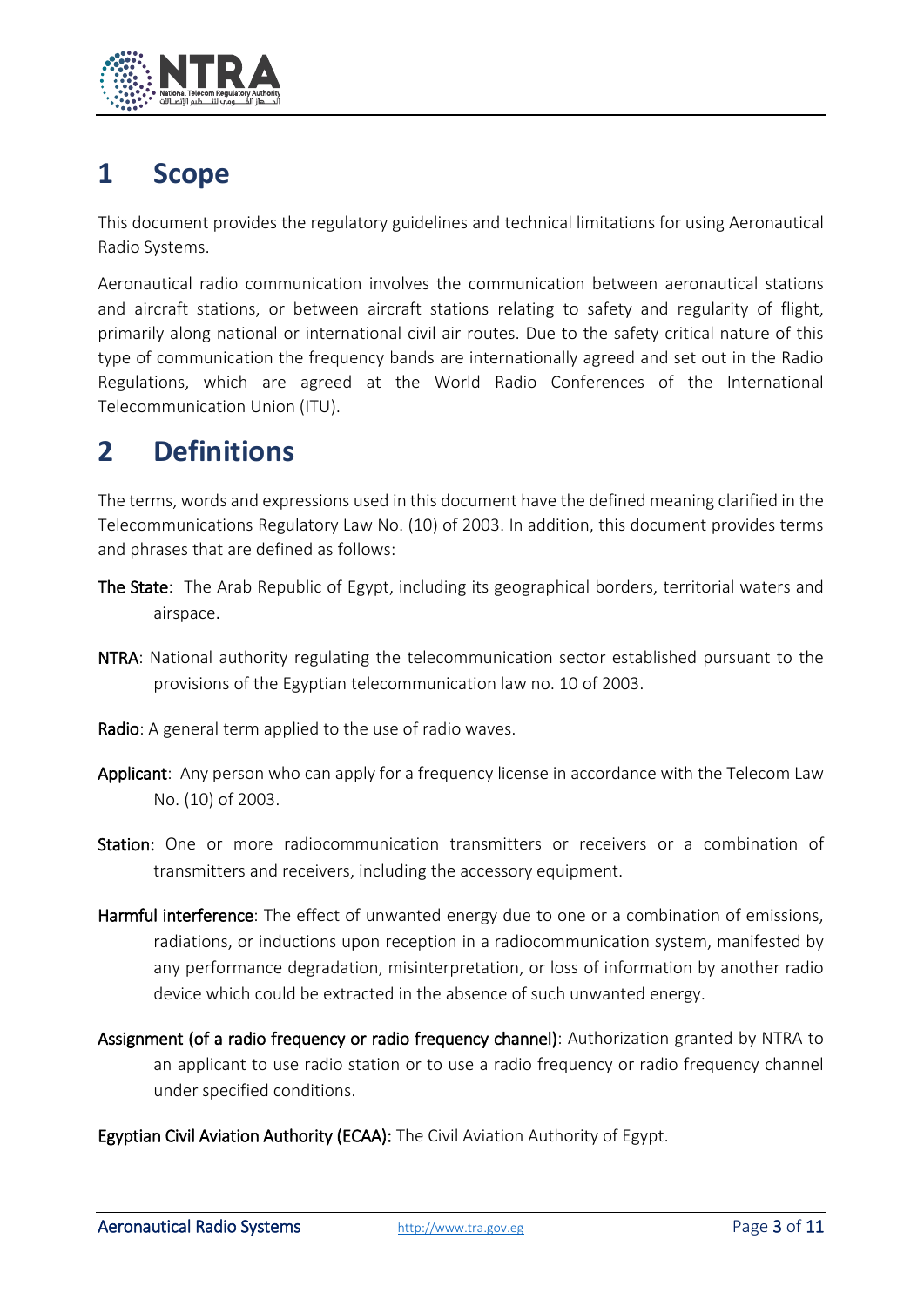# 1 Scope

This document provides the regulatory guidelines and technical limitations for using Aeronautical Radio Systems.

Aeronautical radio communication involves the communication between aeronautical stations and aircraft stations, or between aircraft stations relating to safety and regularity of flight, primarily along national or international civil air routes. Due to the safety critical nature of this type of communication the frequency bands are internationally agreed and set out in the Radio Regulations, which are agreed at the World Radio Conferences of the International Telecommunication Union (ITU).

# 2 Definitions

The terms, words and expressions used in this document have the defined meaning clarified in the Telecommunications Regulatory Law No. (10) of 2003. In addition, this document provides terms and phrases that are defined as follows:

**The State**: The Arab Republic of Egypt, including its geographical borders, territorial waters and airspace.

**NTRA**: National authority regulating the telecommunication sector established pursuant to the provisions of the Egyptian telecommunication law no. 10 of 2003.

**Radio**: A general term applied to the use of radio waves.

**Applicant**: Any person who can apply for a frequency license in accordance with the Telecom Law No. (10) of 2003.

**Station:** One or more radiocommunication transmitters or receivers or a combination of transmitters and receivers, including the accessory equipment.

**Harmful interference**: The effect of unwanted energy due to one or a combination of emissions, radiations, or inductions upon reception in a radiocommunication system, manifested by any performance degradation, misinterpretation, or loss of information by another radio device which could be extracted in the absence of such unwanted energy.

**Assignment (of a radio frequency or radio frequency channel)**: Authorization granted by NTRA to an applicant to use radio station or to use a radio frequency or radio frequency channel under specified conditions.

**Egyptian Civil Aviation Authority (ECAA):** The Civil Aviation Authority of Egypt.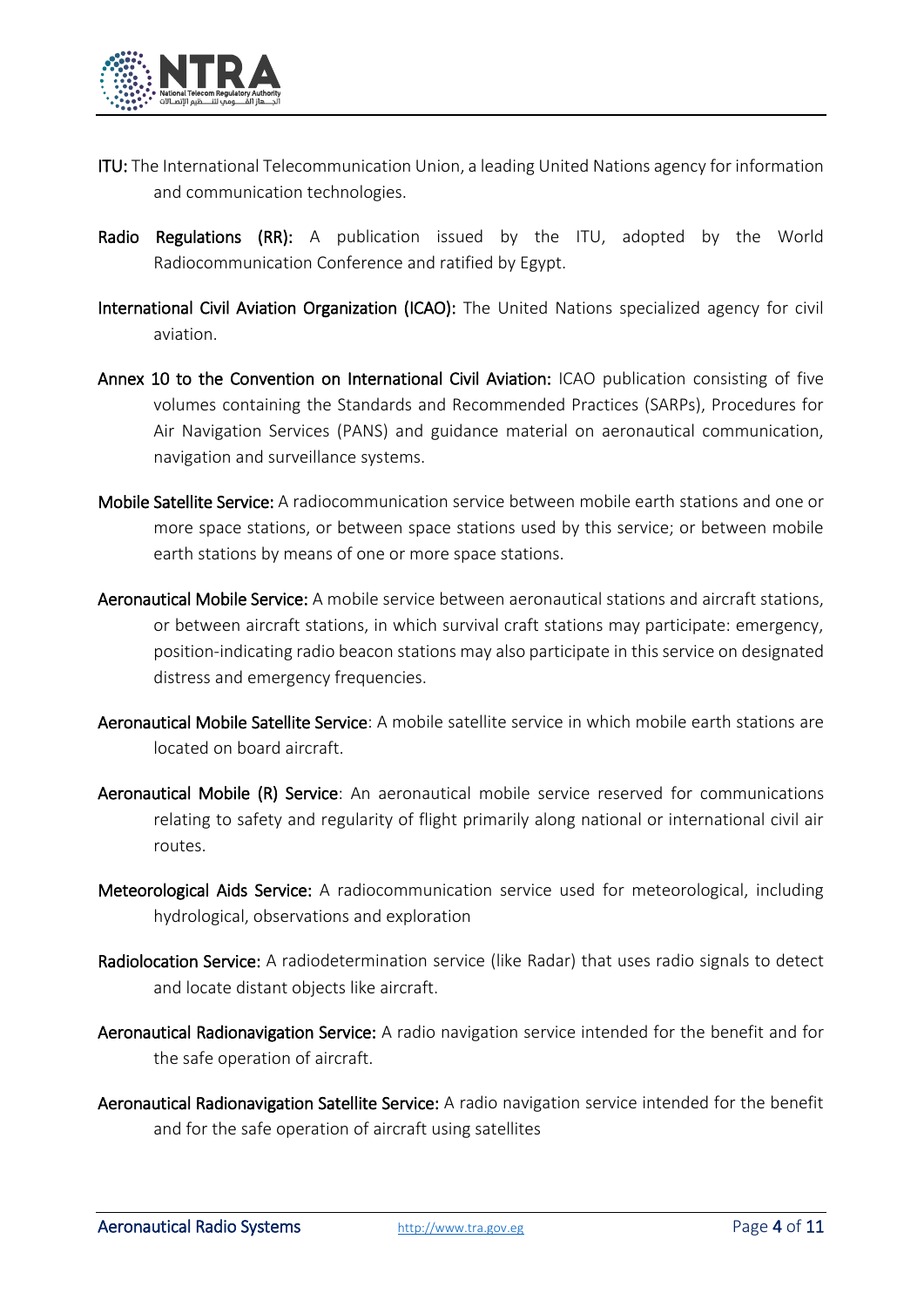**ITU:** The International Telecommunication Union, a leading United Nations agency for information and communication technologies.

**Radio Regulations (RR):** A publication issued by the ITU, adopted by the World Radiocommunication Conference and ratified by Egypt.

**International Civil Aviation Organization (ICAO):** The United Nations specialized agency for civil aviation.

**Annex 10 to the Convention on International Civil Aviation:** ICAO publication consisting of five volumes containing the Standards and Recommended Practices (SARPs), Procedures for Air Navigation Services (PANS) and guidance material on aeronautical communication, navigation and surveillance systems.

**Mobile Satellite Service:** A radiocommunication service between mobile earth stations and one or more space stations, or between space stations used by this service; or between mobile earth stations by means of one or more space stations.

**Aeronautical Mobile Service:** A mobile service between aeronautical stations and aircraft stations, or between aircraft stations, in which survival craft stations may participate: emergency, position-indicating radio beacon stations may also participate in this service on designated distress and emergency frequencies.

**Aeronautical Mobile Satellite Service**: A mobile satellite service in which mobile earth stations are located on board aircraft.

**Aeronautical Mobile (R) Service**: An aeronautical mobile service reserved for communications relating to safety and regularity of flight primarily along national or international civil air routes.

**Meteorological Aids Service:** A radiocommunication service used for meteorological, including hydrological, observations and exploration

**Radiolocation Service:** A radiodetermination service (like Radar) that uses radio signals to detect and locate distant objects like aircraft.

**Aeronautical Radionavigation Service:** A radio navigation service intended for the benefit and for the safe operation of aircraft.

**Aeronautical Radionavigation Satellite Service:** A radio navigation service intended for the benefit and for the safe operation of aircraft using satellites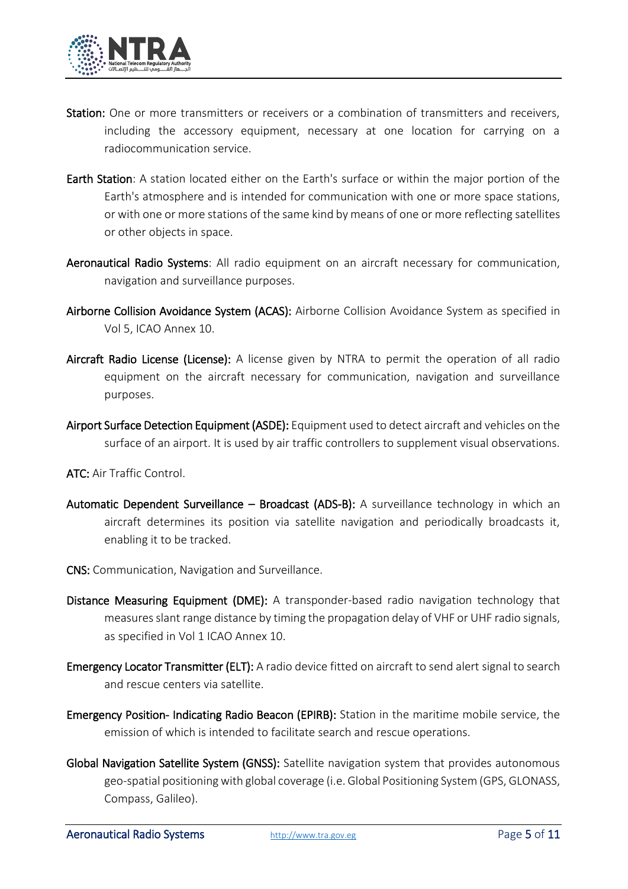**Station:** One or more transmitters or receivers or a combination of transmitters and receivers, including the accessory equipment, necessary at one location for carrying on a radiocommunication service.

**Earth Station**: A station located either on the Earth's surface or within the major portion of the Earth's atmosphere and is intended for communication with one or more space stations, or with one or more stations of the same kind by means of one or more reflecting satellites or other objects in space.

**Aeronautical Radio Systems**: All radio equipment on an aircraft necessary for communication, navigation and surveillance purposes.

**Airborne Collision Avoidance System (ACAS):** Airborne Collision Avoidance System as specified in Vol 5, ICAO Annex 10.

**Aircraft Radio License (License):** A license given by NTRA to permit the operation of all radio equipment on the aircraft necessary for communication, navigation and surveillance purposes.

**Airport Surface Detection Equipment (ASDE):** Equipment used to detect aircraft and vehicles on the surface of an airport. It is used by air traffic controllers to supplement visual observations.

**ATC:** Air Traffic Control.

**Automatic Dependent Surveillance – Broadcast (ADS-B):** A surveillance technology in which an aircraft determines its position via satellite navigation and periodically broadcasts it, enabling it to be tracked.

**CNS:** Communication, Navigation and Surveillance.

**Distance Measuring Equipment (DME):** A transponder-based radio navigation technology that measures slant range distance by timing the propagation delay of VHF or UHF radio signals, as specified in Vol 1 ICAO Annex 10.

**Emergency Locator Transmitter (ELT):** A radio device fitted on aircraft to send alert signal to search and rescue centers via satellite.

**Emergency Position- Indicating Radio Beacon (EPIRB):** Station in the maritime mobile service, the emission of which is intended to facilitate search and rescue operations.

**Global Navigation Satellite System (GNSS):** Satellite navigation system that provides autonomous geo-spatial positioning with global coverage (i.e. Global Positioning System (GPS, GLONASS, Compass, Galileo).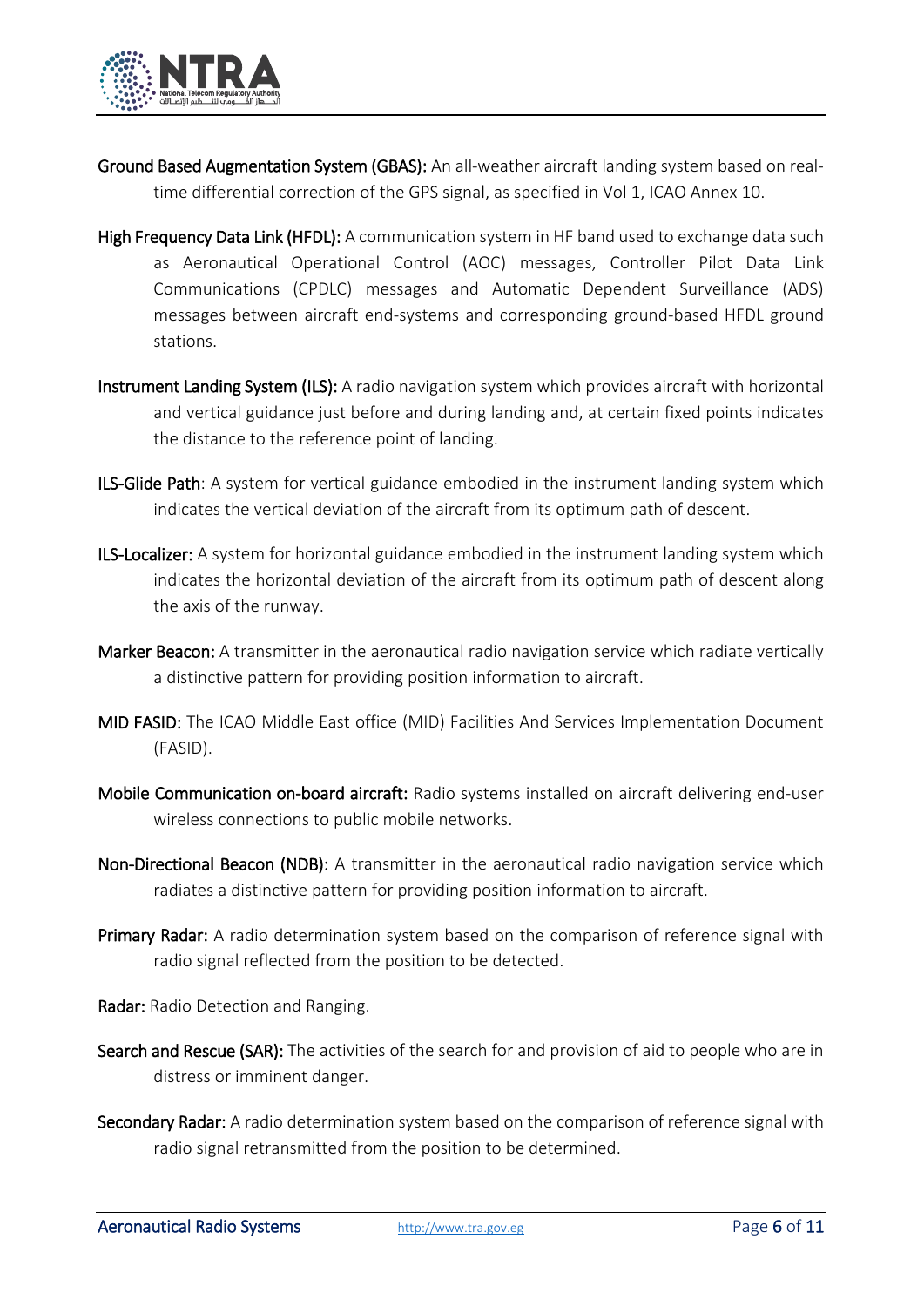**Ground Based Augmentation System (GBAS):** An all-weather aircraft landing system based on real-time differential correction of the GPS signal, as specified in Vol 1, ICAO Annex 10.

**High Frequency Data Link (HFDL):** A communication system in HF band used to exchange data such as Aeronautical Operational Control (AOC) messages, Controller Pilot Data Link Communications (CPDLC) messages and Automatic Dependent Surveillance (ADS) messages between aircraft end-systems and corresponding ground-based HFDL ground stations.

**Instrument Landing System (ILS):** A radio navigation system which provides aircraft with horizontal and vertical guidance just before and during landing and, at certain fixed points indicates the distance to the reference point of landing.

**ILS-Glide Path**: A system for vertical guidance embodied in the instrument landing system which indicates the vertical deviation of the aircraft from its optimum path of descent.

**ILS-Localizer:** A system for horizontal guidance embodied in the instrument landing system which indicates the horizontal deviation of the aircraft from its optimum path of descent along the axis of the runway.

**Marker Beacon:** A transmitter in the aeronautical radio navigation service which radiate vertically a distinctive pattern for providing position information to aircraft.

**MID FASID:** The ICAO Middle East office (MID) Facilities And Services Implementation Document (FASID).

**Mobile Communication on-board aircraft:** Radio systems installed on aircraft delivering end-user wireless connections to public mobile networks.

**Non-Directional Beacon (NDB):** A transmitter in the aeronautical radio navigation service which radiates a distinctive pattern for providing position information to aircraft.

**Primary Radar:** A radio determination system based on the comparison of reference signal with radio signal reflected from the position to be detected.

**Radar:** Radio Detection and Ranging.

**Search and Rescue (SAR):** The activities of the search for and provision of aid to people who are in distress or imminent danger.

**Secondary Radar:** A radio determination system based on the comparison of reference signal with radio signal retransmitted from the position to be determined.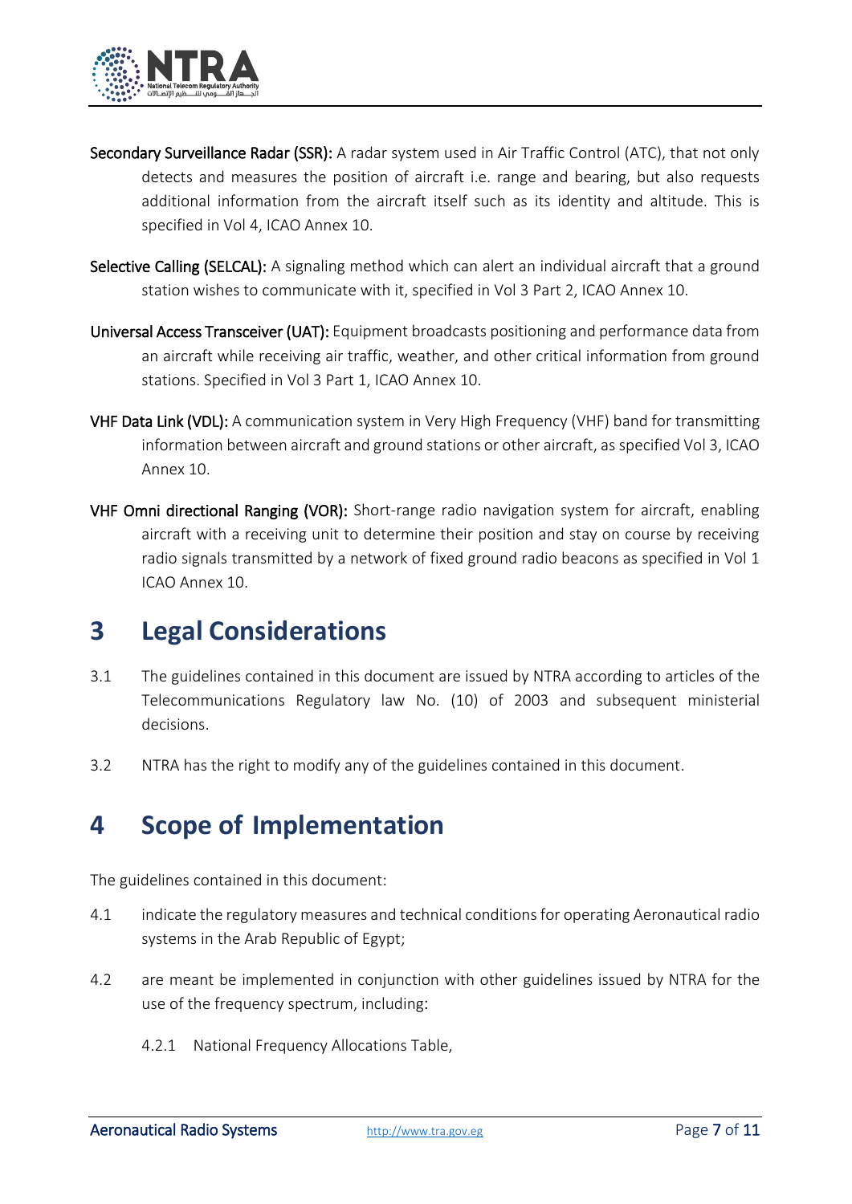**Secondary Surveillance Radar (SSR):** A radar system used in Air Traffic Control (ATC), that not only detects and measures the position of aircraft i.e. range and bearing, but also requests additional information from the aircraft itself such as its identity and altitude. This is specified in Vol 4, ICAO Annex 10.

**Selective Calling (SELCAL):** A signaling method which can alert an individual aircraft that a ground station wishes to communicate with it, specified in Vol 3 Part 2, ICAO Annex 10.

**Universal Access Transceiver (UAT):** Equipment broadcasts positioning and performance data from an aircraft while receiving air traffic, weather, and other critical information from ground stations. Specified in Vol 3 Part 1, ICAO Annex 10.

**VHF Data Link (VDL):** A communication system in Very High Frequency (VHF) band for transmitting information between aircraft and ground stations or other aircraft, as specified Vol 3, ICAO Annex 10.

**VHF Omni directional Ranging (VOR):** Short-range radio navigation system for aircraft, enabling aircraft with a receiving unit to determine their position and stay on course by receiving radio signals transmitted by a network of fixed ground radio beacons as specified in Vol 1 ICAO Annex 10.

# 3 Legal Considerations

3.1 The guidelines contained in this document are issued by NTRA according to articles of the Telecommunications Regulatory law No. (10) of 2003 and subsequent ministerial decisions.

3.2 NTRA has the right to modify any of the guidelines contained in this document.

# 4 Scope of Implementation

The guidelines contained in this document:

4.1 indicate the regulatory measures and technical conditions for operating Aeronautical radio systems in the Arab Republic of Egypt;

4.2 are meant be implemented in conjunction with other guidelines issued by NTRA for the use of the frequency spectrum, including:

4.2.1 National Frequency Allocations Table,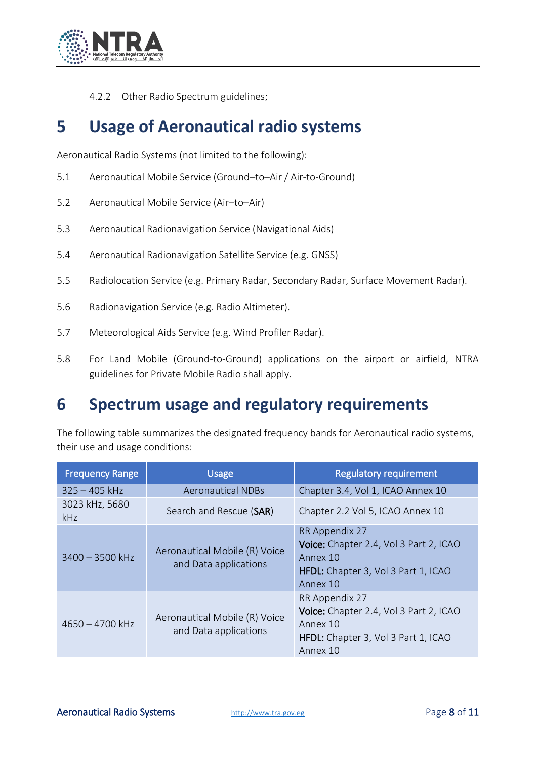4.2.2 Other Radio Spectrum guidelines;

# 5 Usage of Aeronautical radio systems

Aeronautical Radio Systems (not limited to the following):

5.1 Aeronautical Mobile Service (Ground–to–Air / Air-to-Ground)

5.2 Aeronautical Mobile Service (Air–to–Air)

5.3 Aeronautical Radionavigation Service (Navigational Aids)

5.4 Aeronautical Radionavigation Satellite Service (e.g. GNSS)

5.5 Radiolocation Service (e.g. Primary Radar, Secondary Radar, Surface Movement Radar).

5.6 Radionavigation Service (e.g. Radio Altimeter).

5.7 Meteorological Aids Service (e.g. Wind Profiler Radar).

5.8 For Land Mobile (Ground-to-Ground) applications on the airport or airfield, NTRA guidelines for Private Mobile Radio shall apply.

# 6 Spectrum usage and regulatory requirements

The following table summarizes the designated frequency bands for Aeronautical radio systems, their use and usage conditions:

| Frequency Range | Usage | Regulatory requirement |
|---|---|---|
| 325 – 405 kHz | Aeronautical NDBs | Chapter 3.4, Vol 1, ICAO Annex 10 |
| 3023 kHz, 5680 kHz | Search and Rescue (**SAR**) | Chapter 2.2 Vol 5, ICAO Annex 10 |
| 3400 – 3500 kHz | Aeronautical Mobile (R) Voice and Data applications | RR Appendix 27<br>**Voice:** Chapter 2.4, Vol 3 Part 2, ICAO Annex 10<br>**HFDL:** Chapter 3, Vol 3 Part 1, ICAO Annex 10 |
| 4650 – 4700 kHz | Aeronautical Mobile (R) Voice and Data applications | RR Appendix 27<br>**Voice:** Chapter 2.4, Vol 3 Part 2, ICAO Annex 10<br>**HFDL:** Chapter 3, Vol 3 Part 1, ICAO Annex 10 |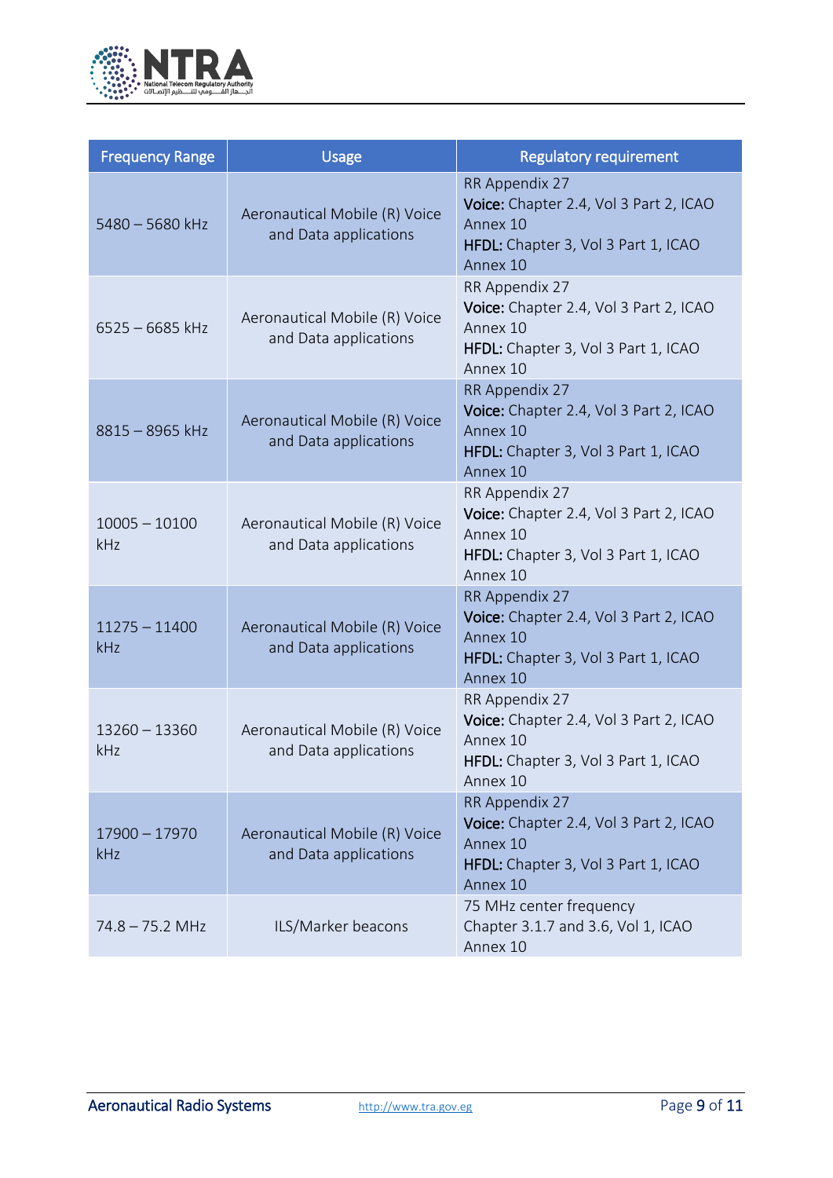| Frequency Range | Usage | Regulatory requirement |
| --- | --- | --- |
| 5480 – 5680 kHz | Aeronautical Mobile (R) Voice and Data applications | RR Appendix 27<br>**Voice:** Chapter 2.4, Vol 3 Part 2, ICAO Annex 10<br>**HFDL:** Chapter 3, Vol 3 Part 1, ICAO Annex 10 |
| 6525 – 6685 kHz | Aeronautical Mobile (R) Voice and Data applications | RR Appendix 27<br>**Voice:** Chapter 2.4, Vol 3 Part 2, ICAO Annex 10<br>**HFDL:** Chapter 3, Vol 3 Part 1, ICAO Annex 10 |
| 8815 – 8965 kHz | Aeronautical Mobile (R) Voice and Data applications | RR Appendix 27<br>**Voice:** Chapter 2.4, Vol 3 Part 2, ICAO Annex 10<br>**HFDL:** Chapter 3, Vol 3 Part 1, ICAO Annex 10 |
| 10005 – 10100 kHz | Aeronautical Mobile (R) Voice and Data applications | RR Appendix 27<br>**Voice:** Chapter 2.4, Vol 3 Part 2, ICAO Annex 10<br>**HFDL:** Chapter 3, Vol 3 Part 1, ICAO Annex 10 |
| 11275 – 11400 kHz | Aeronautical Mobile (R) Voice and Data applications | RR Appendix 27<br>**Voice:** Chapter 2.4, Vol 3 Part 2, ICAO Annex 10<br>**HFDL:** Chapter 3, Vol 3 Part 1, ICAO Annex 10 |
| 13260 – 13360 kHz | Aeronautical Mobile (R) Voice and Data applications | RR Appendix 27<br>**Voice:** Chapter 2.4, Vol 3 Part 2, ICAO Annex 10<br>**HFDL:** Chapter 3, Vol 3 Part 1, ICAO Annex 10 |
| 17900 – 17970 kHz | Aeronautical Mobile (R) Voice and Data applications | RR Appendix 27<br>**Voice:** Chapter 2.4, Vol 3 Part 2, ICAO Annex 10<br>**HFDL:** Chapter 3, Vol 3 Part 1, ICAO Annex 10 |
| 74.8 – 75.2 MHz | ILS/Marker beacons | 75 MHz center frequency<br>Chapter 3.1.7 and 3.6, Vol 1, ICAO Annex 10 |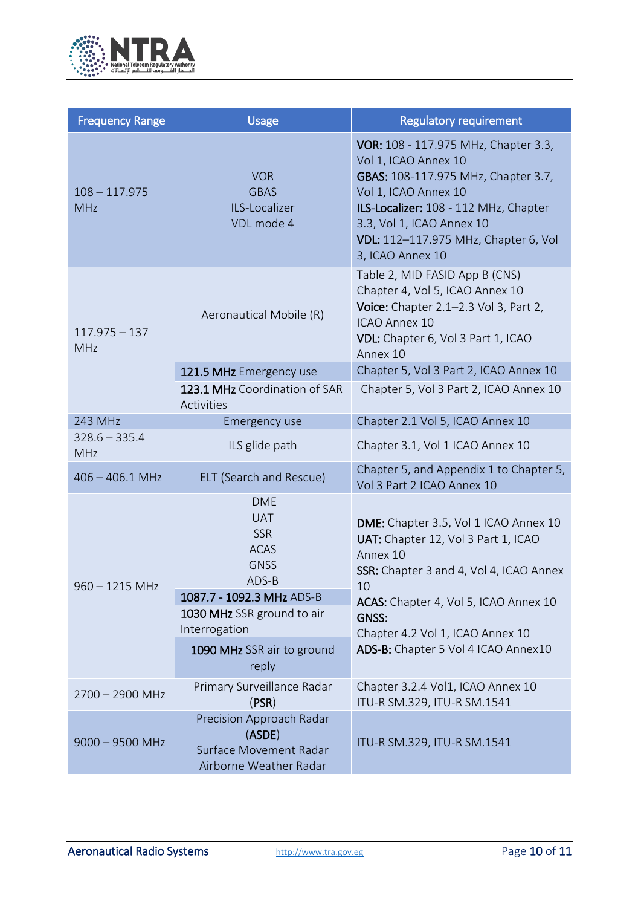| Frequency Range | Usage | Regulatory requirement |
|---|---|---|
| 108 – 117.975 MHz | VOR<br>GBAS<br>ILS-Localizer<br>VDL mode 4 | **VOR:** 108 - 117.975 MHz, Chapter 3.3, Vol 1, ICAO Annex 10<br>**GBAS:** 108-117.975 MHz, Chapter 3.7, Vol 1, ICAO Annex 10<br>**ILS-Localizer:** 108 - 112 MHz, Chapter 3.3, Vol 1, ICAO Annex 10<br>**VDL:** 112–117.975 MHz, Chapter 6, Vol 3, ICAO Annex 10 |
| 117.975 – 137 MHz | Aeronautical Mobile (R) | Table 2, MID FASID App B (CNS)<br>Chapter 4, Vol 5, ICAO Annex 10<br>**Voice:** Chapter 2.1–2.3 Vol 3, Part 2, ICAO Annex 10<br>**VDL:** Chapter 6, Vol 3 Part 1, ICAO Annex 10 |
| | **121.5 MHz** Emergency use | Chapter 5, Vol 3 Part 2, ICAO Annex 10 |
| | **123.1 MHz** Coordination of SAR Activities | Chapter 5, Vol 3 Part 2, ICAO Annex 10 |
| 243 MHz | Emergency use | Chapter 2.1 Vol 5, ICAO Annex 10 |
| 328.6 – 335.4 MHz | ILS glide path | Chapter 3.1, Vol 1 ICAO Annex 10 |
| 406 – 406.1 MHz | ELT (Search and Rescue) | Chapter 5, and Appendix 1 to Chapter 5, Vol 3 Part 2 ICAO Annex 10 |
| 960 – 1215 MHz | DME<br>UAT<br>SSR<br>ACAS<br>GNSS<br>ADS-B | **DME:** Chapter 3.5, Vol 1 ICAO Annex 10<br>**UAT:** Chapter 12, Vol 3 Part 1, ICAO Annex 10<br>**SSR:** Chapter 3 and 4, Vol 4, ICAO Annex 10<br>**ACAS:** Chapter 4, Vol 5, ICAO Annex 10<br>**GNSS:**<br>Chapter 4.2 Vol 1, ICAO Annex 10<br>**ADS-B:** Chapter 5 Vol 4 ICAO Annex10 |
| | **1087.7 - 1092.3 MHz** ADS-B | |
| | **1030 MHz** SSR ground to air Interrogation | |
| | **1090 MHz** SSR air to ground reply | |
| 2700 – 2900 MHz | Primary Surveillance Radar (**PSR**) | Chapter 3.2.4 Vol1, ICAO Annex 10<br>ITU-R SM.329, ITU-R SM.1541 |
| 9000 – 9500 MHz | Precision Approach Radar (**ASDE**)<br>Surface Movement Radar<br>Airborne Weather Radar | ITU-R SM.329, ITU-R SM.1541 |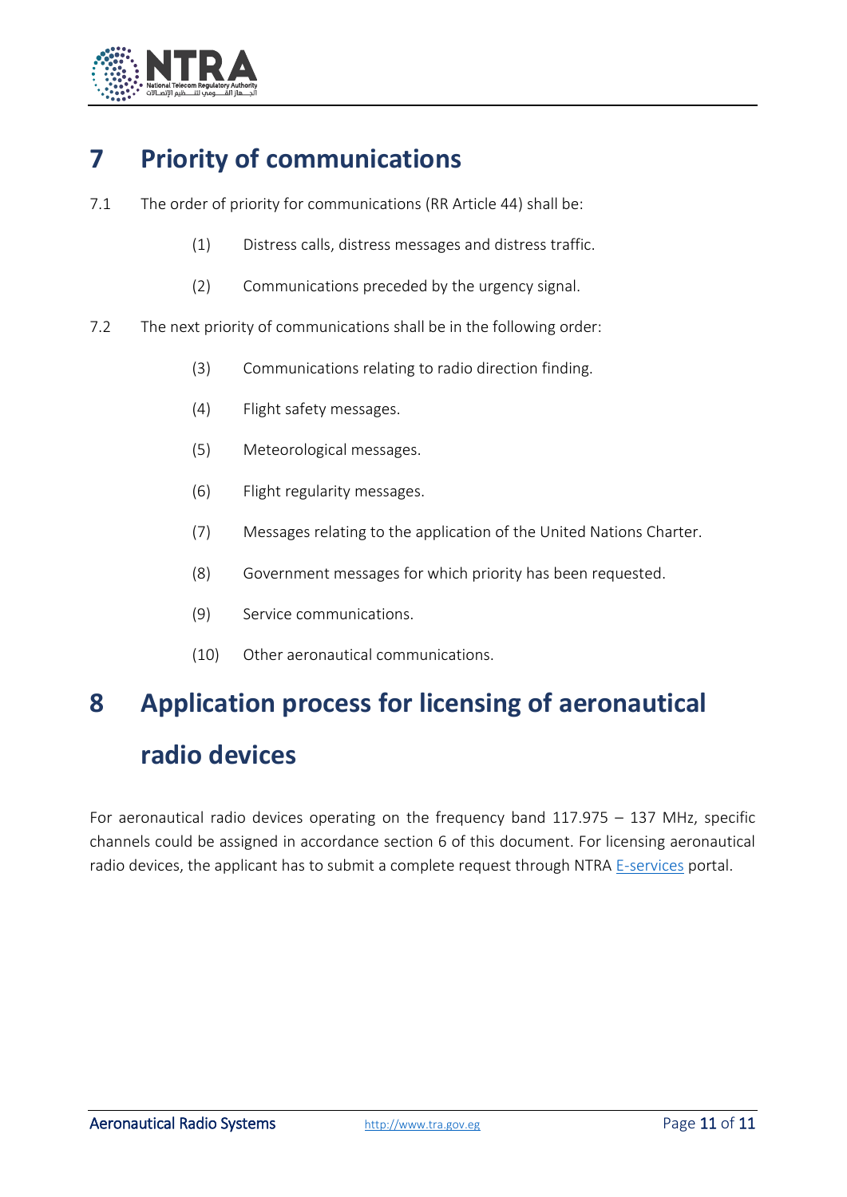# 7 Priority of communications

7.1 The order of priority for communications (RR Article 44) shall be:

(1) Distress calls, distress messages and distress traffic.

(2) Communications preceded by the urgency signal.

7.2 The next priority of communications shall be in the following order:

(3) Communications relating to radio direction finding.

(4) Flight safety messages.

(5) Meteorological messages.

(6) Flight regularity messages.

(7) Messages relating to the application of the United Nations Charter.

(8) Government messages for which priority has been requested.

(9) Service communications.

(10) Other aeronautical communications.

# 8 Application process for licensing of aeronautical radio devices

For aeronautical radio devices operating on the frequency band 117.975 – 137 MHz, specific channels could be assigned in accordance section 6 of this document. For licensing aeronautical radio devices, the applicant has to submit a complete request through NTRA E-services portal.